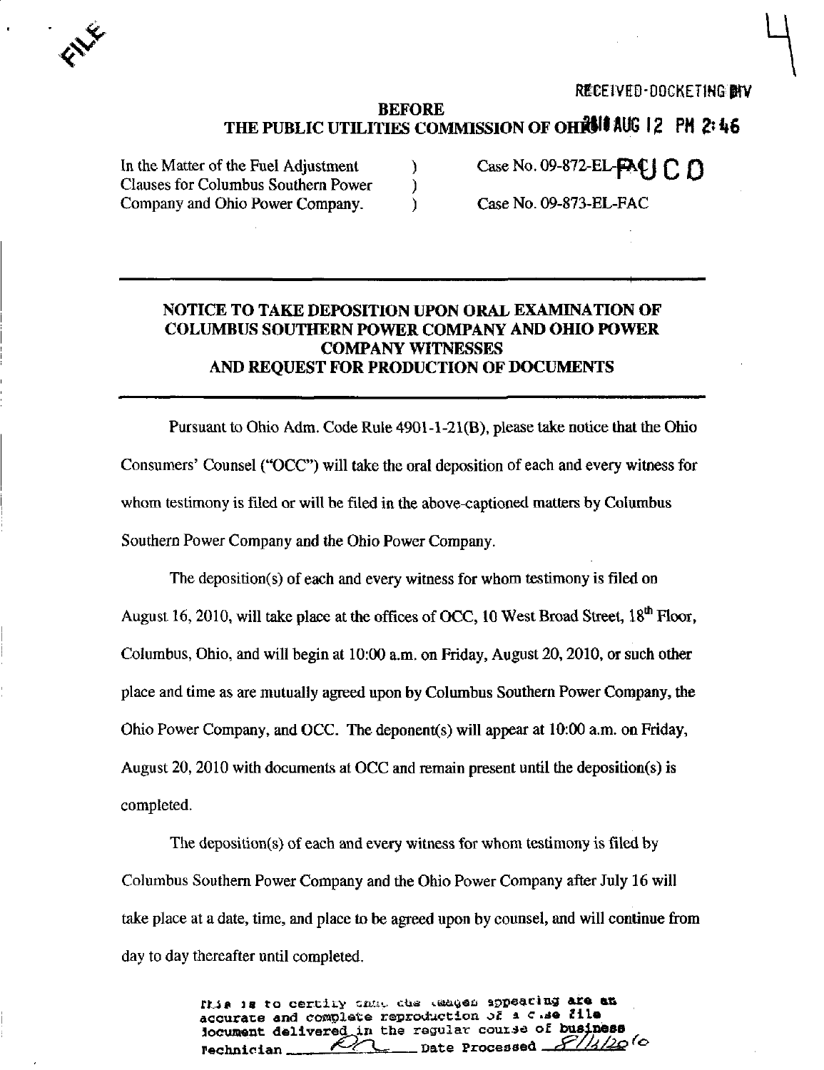FILE

RECEIVED-DOCKETING DIV

**BEFORE**
**THE PUBLIC UTILITIES COMMISSION OF OHIO** 2010 AUG 12 PM 2:46

| | | |
|---|---|---|
| In the Matter of the Fuel Adjustment Clauses for Columbus Southern Power Company and Ohio Power Company. | ) ) ) | Case No. 09-872-EL-FAC PUCO Case No. 09-873-EL-FAC |

---

## NOTICE TO TAKE DEPOSITION UPON ORAL EXAMINATION OF COLUMBUS SOUTHERN POWER COMPANY AND OHIO POWER COMPANY WITNESSES AND REQUEST FOR PRODUCTION OF DOCUMENTS

---

Pursuant to Ohio Adm. Code Rule 4901-1-21(B), please take notice that the Ohio Consumers' Counsel ("OCC") will take the oral deposition of each and every witness for whom testimony is filed or will be filed in the above-captioned matters by Columbus Southern Power Company and the Ohio Power Company.

The deposition(s) of each and every witness for whom testimony is filed on August 16, 2010, will take place at the offices of OCC, 10 West Broad Street, 18th Floor, Columbus, Ohio, and will begin at 10:00 a.m. on Friday, August 20, 2010, or such other place and time as are mutually agreed upon by Columbus Southern Power Company, the Ohio Power Company, and OCC. The deponent(s) will appear at 10:00 a.m. on Friday, August 20, 2010 with documents at OCC and remain present until the deposition(s) is completed.

The deposition(s) of each and every witness for whom testimony is filed by Columbus Southern Power Company and the Ohio Power Company after July 16 will take place at a date, time, and place to be agreed upon by counsel, and will continue from day to day thereafter until completed.

This is to certify that the images appearing are an accurate and complete reproduction of a case file document delivered in the regular course of business
Technician ___ Date Processed 8/13/2010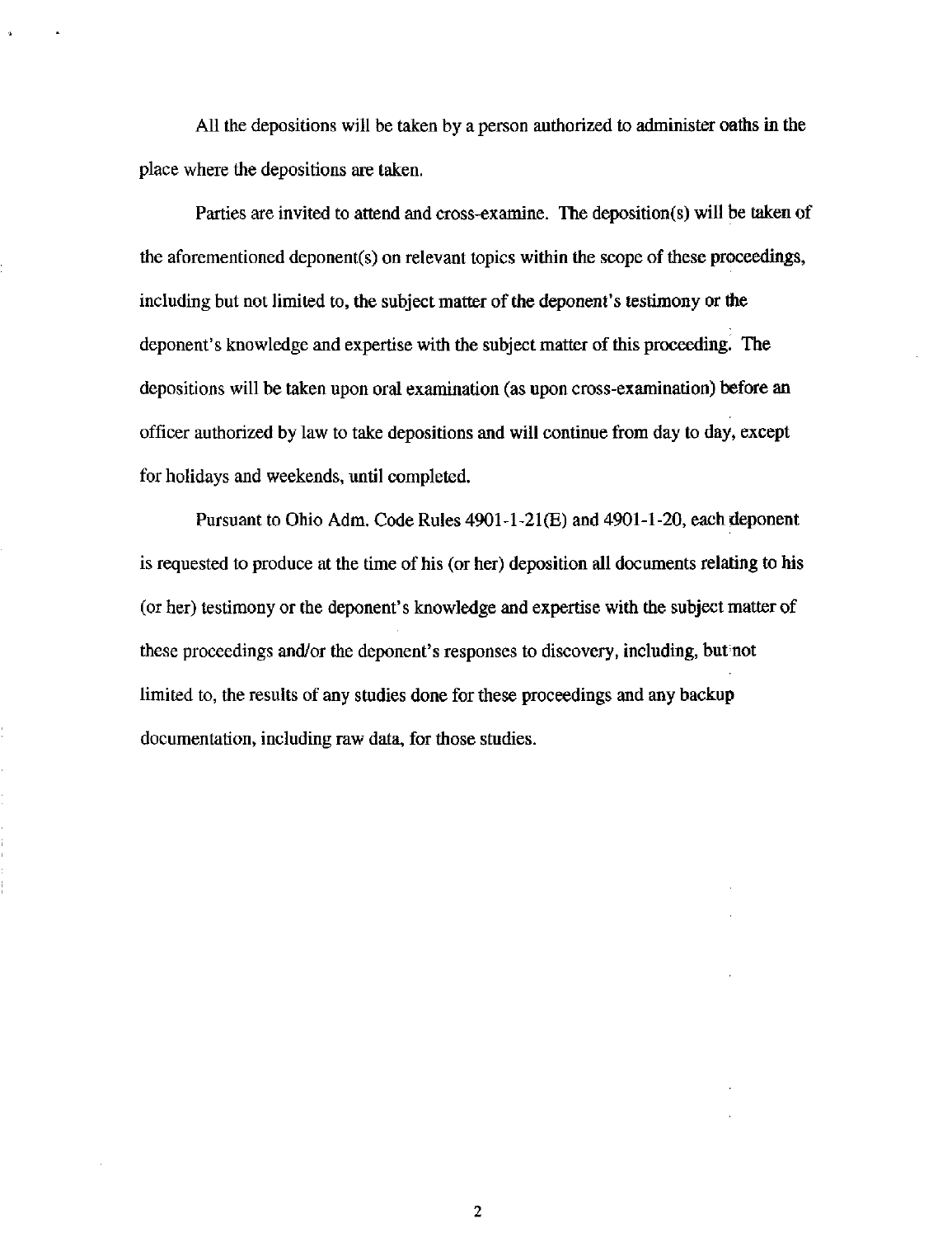All the depositions will be taken by a person authorized to administer oaths in the place where the depositions are taken.

Parties are invited to attend and cross-examine. The deposition(s) will be taken of the aforementioned deponent(s) on relevant topics within the scope of these proceedings, including but not limited to, the subject matter of the deponent's testimony or the deponent's knowledge and expertise with the subject matter of this proceeding. The depositions will be taken upon oral examination (as upon cross-examination) before an officer authorized by law to take depositions and will continue from day to day, except for holidays and weekends, until completed.

Pursuant to Ohio Adm. Code Rules 4901-1-21(E) and 4901-1-20, each deponent is requested to produce at the time of his (or her) deposition all documents relating to his (or her) testimony or the deponent's knowledge and expertise with the subject matter of these proceedings and/or the deponent's responses to discovery, including, but not limited to, the results of any studies done for these proceedings and any backup documentation, including raw data, for those studies.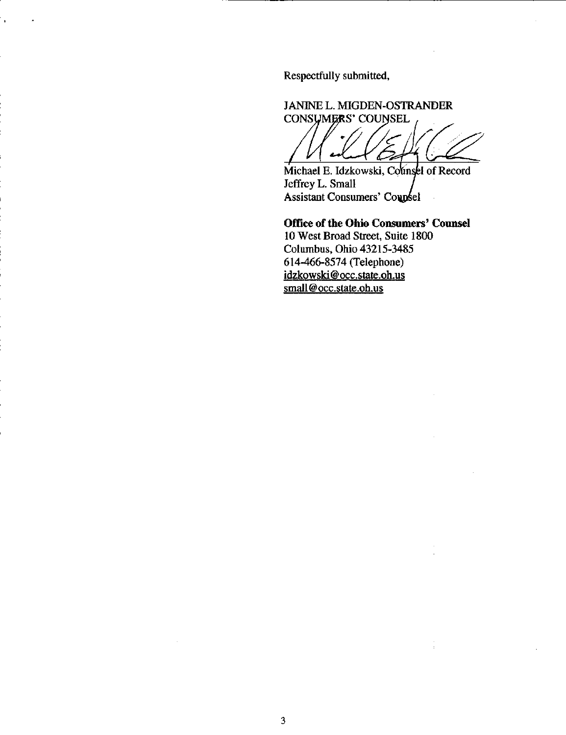Respectfully submitted,

JANINE L. MIGDEN-OSTRANDER
CONSUMERS' COUNSEL

Michael E. Idzkowski, Counsel of Record
Jeffrey L. Small
Assistant Consumers' Counsel

**Office of the Ohio Consumers' Counsel**
10 West Broad Street, Suite 1800
Columbus, Ohio 43215-3485
614-466-8574 (Telephone)
idzkowski@occ.state.oh.us
small@occ.state.oh.us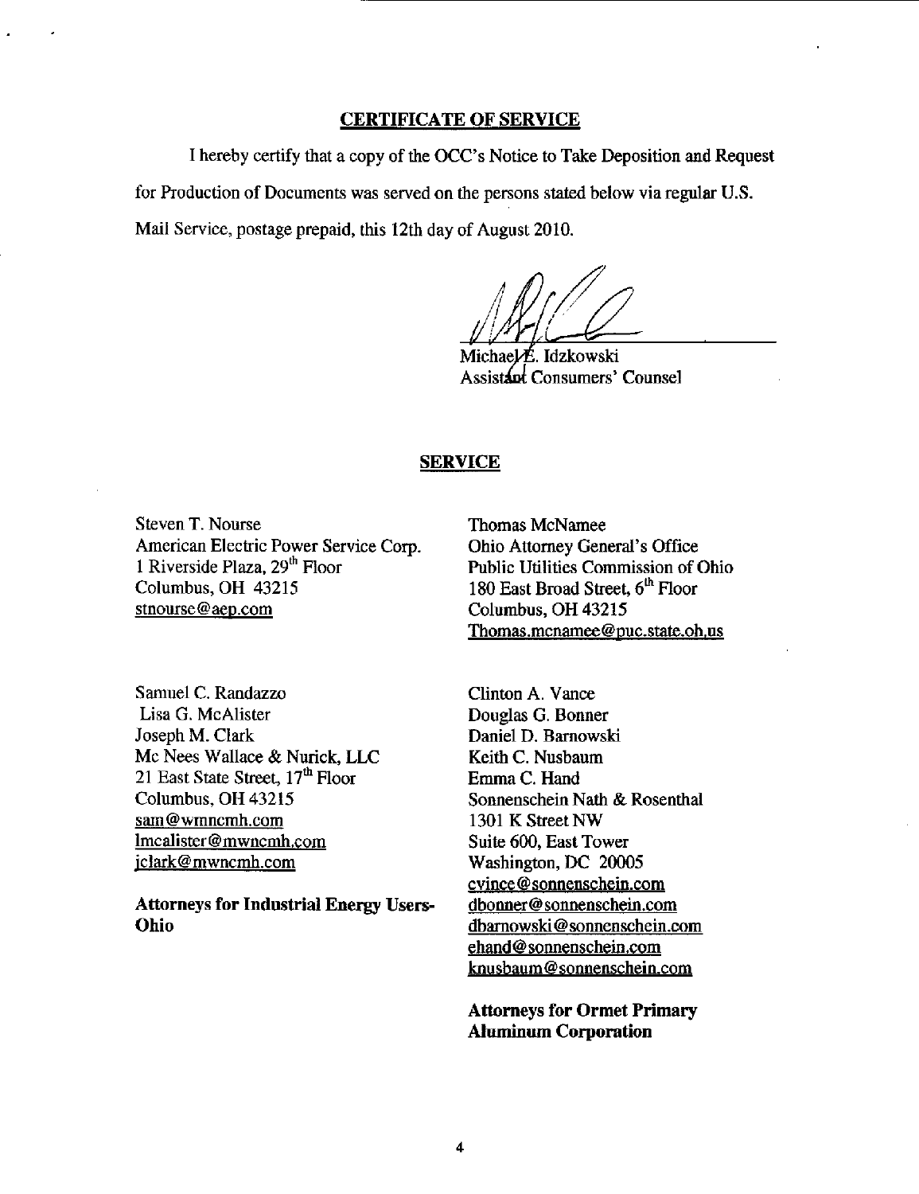**CERTIFICATE OF SERVICE**

I hereby certify that a copy of the OCC's Notice to Take Deposition and Request for Production of Documents was served on the persons stated below via regular U.S. Mail Service, postage prepaid, this 12th day of August 2010.

Michael E. Idzkowski
Assistant Consumers' Counsel

**SERVICE**

Steven T. Nourse
American Electric Power Service Corp.
1 Riverside Plaza, 29th Floor
Columbus, OH 43215
stnourse@aep.com

Thomas McNamee
Ohio Attorney General's Office
Public Utilities Commission of Ohio
180 East Broad Street, 6th Floor
Columbus, OH 43215
Thomas.mcnamee@puc.state.oh.us

Samuel C. Randazzo
Lisa G. McAlister
Joseph M. Clark
Mc Nees Wallace & Nurick, LLC
21 East State Street, 17th Floor
Columbus, OH 43215
sam@wmncmh.com
lmcalister@mwncmh.com
jclark@mwncmh.com

**Attorneys for Industrial Energy Users-Ohio**

Clinton A. Vance
Douglas G. Bonner
Daniel D. Barnowski
Keith C. Nusbaum
Emma C. Hand
Sonnenschein Nath & Rosenthal
1301 K Street NW
Suite 600, East Tower
Washington, DC 20005
cvince@sonnenschein.com
dbonner@sonnenschein.com
dbarnowski@sonnenschein.com
ehand@sonnenschein.com
knusbaum@sonnenschein.com

**Attorneys for Ormet Primary Aluminum Corporation**